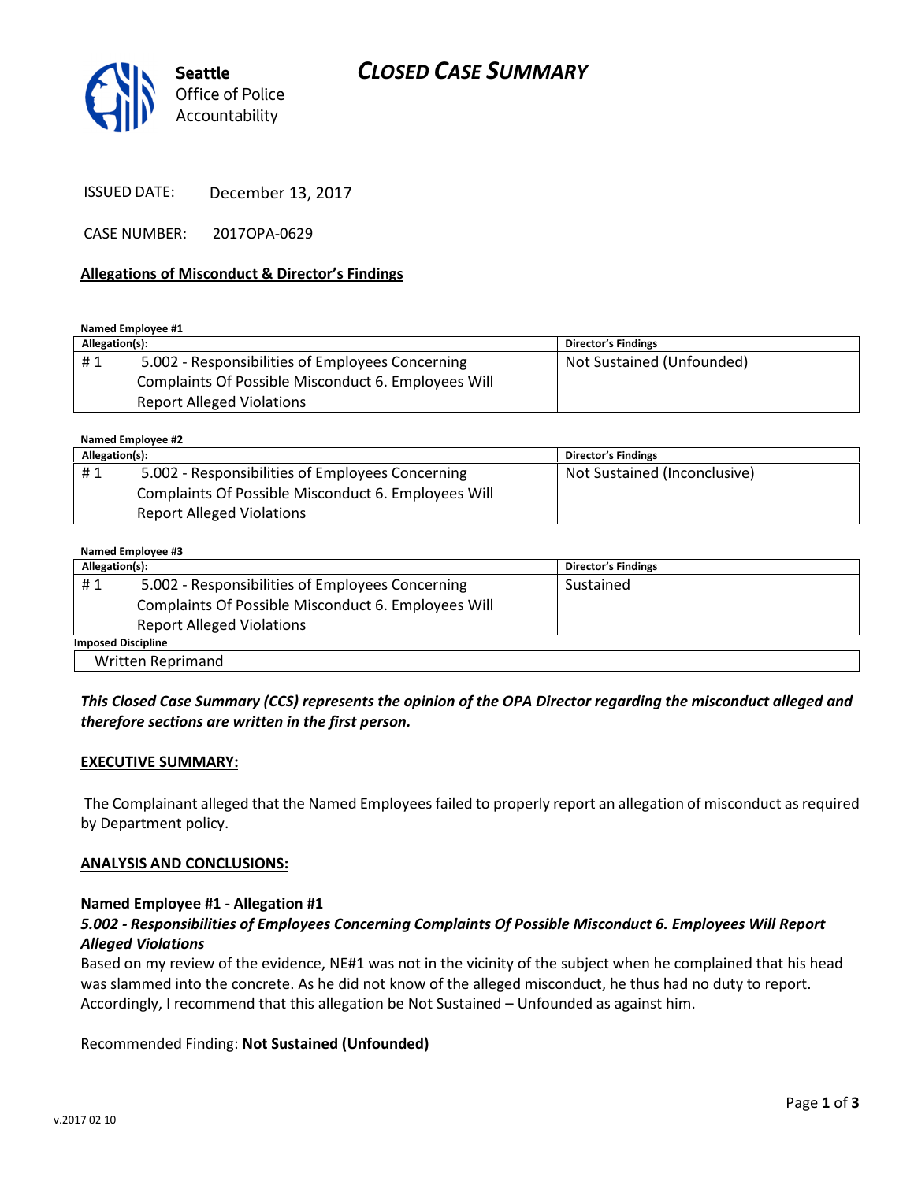Seattle
Office of Police
Accountability

# CLOSED CASE SUMMARY

ISSUED DATE: December 13, 2017

CASE NUMBER: 2017OPA-0629

## Allegations of Misconduct & Director's Findings

**Named Employee #1**

| Allegation(s): | | Director's Findings |
|---|---|---|
| # 1 | 5.002 - Responsibilities of Employees Concerning Complaints Of Possible Misconduct 6. Employees Will Report Alleged Violations | Not Sustained (Unfounded) |

**Named Employee #2**

| Allegation(s): | | Director's Findings |
|---|---|---|
| # 1 | 5.002 - Responsibilities of Employees Concerning Complaints Of Possible Misconduct 6. Employees Will Report Alleged Violations | Not Sustained (Inconclusive) |

**Named Employee #3**

| Allegation(s): | | Director's Findings |
|---|---|---|
| # 1 | 5.002 - Responsibilities of Employees Concerning Complaints Of Possible Misconduct 6. Employees Will Report Alleged Violations | Sustained |
| **Imposed Discipline** | | |
| Written Reprimand | | |

***This Closed Case Summary (CCS) represents the opinion of the OPA Director regarding the misconduct alleged and therefore sections are written in the first person.***

## EXECUTIVE SUMMARY:

The Complainant alleged that the Named Employees failed to properly report an allegation of misconduct as required by Department policy.

## ANALYSIS AND CONCLUSIONS:

### Named Employee #1 - Allegation #1

***5.002 - Responsibilities of Employees Concerning Complaints Of Possible Misconduct 6. Employees Will Report Alleged Violations***

Based on my review of the evidence, NE#1 was not in the vicinity of the subject when he complained that his head was slammed into the concrete. As he did not know of the alleged misconduct, he thus had no duty to report. Accordingly, I recommend that this allegation be Not Sustained – Unfounded as against him.

Recommended Finding: **Not Sustained (Unfounded)**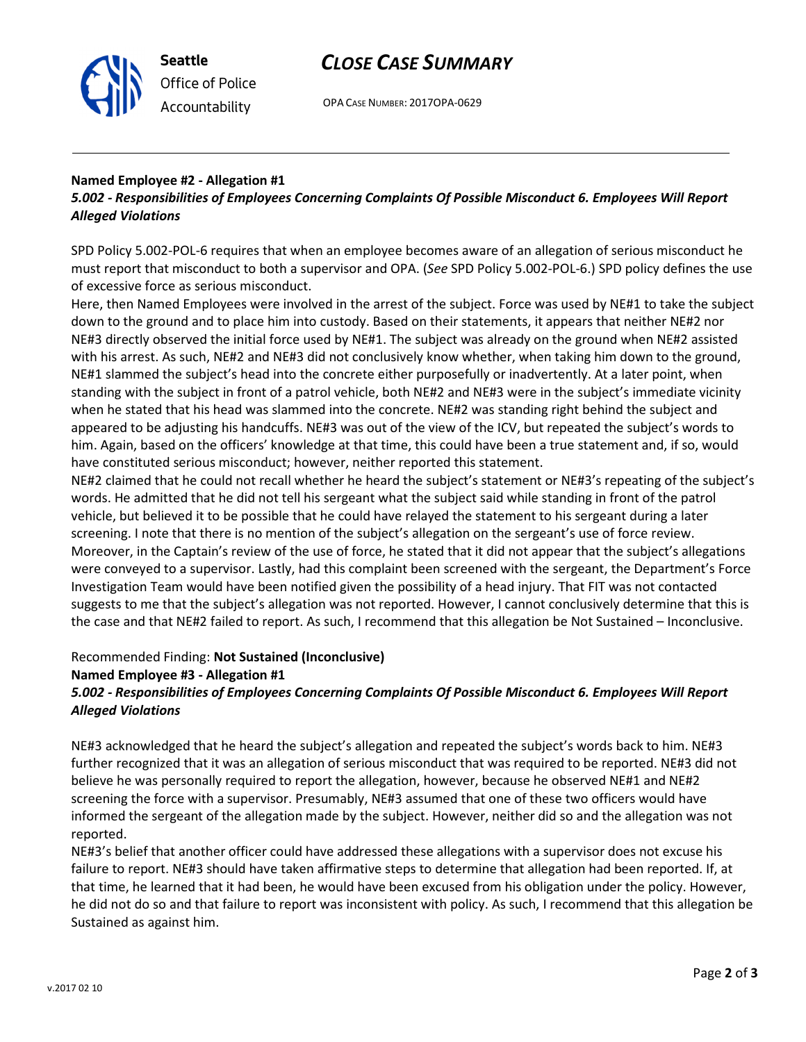### Named Employee #2 - Allegation #1

***5.002 - Responsibilities of Employees Concerning Complaints Of Possible Misconduct 6. Employees Will Report Alleged Violations***

SPD Policy 5.002-POL-6 requires that when an employee becomes aware of an allegation of serious misconduct he must report that misconduct to both a supervisor and OPA. (*See* SPD Policy 5.002-POL-6.) SPD policy defines the use of excessive force as serious misconduct.

Here, then Named Employees were involved in the arrest of the subject. Force was used by NE#1 to take the subject down to the ground and to place him into custody. Based on their statements, it appears that neither NE#2 nor NE#3 directly observed the initial force used by NE#1. The subject was already on the ground when NE#2 assisted with his arrest. As such, NE#2 and NE#3 did not conclusively know whether, when taking him down to the ground, NE#1 slammed the subject's head into the concrete either purposefully or inadvertently. At a later point, when standing with the subject in front of a patrol vehicle, both NE#2 and NE#3 were in the subject's immediate vicinity when he stated that his head was slammed into the concrete. NE#2 was standing right behind the subject and appeared to be adjusting his handcuffs. NE#3 was out of the view of the ICV, but repeated the subject's words to him. Again, based on the officers' knowledge at that time, this could have been a true statement and, if so, would have constituted serious misconduct; however, neither reported this statement.

NE#2 claimed that he could not recall whether he heard the subject's statement or NE#3's repeating of the subject's words. He admitted that he did not tell his sergeant what the subject said while standing in front of the patrol vehicle, but believed it to be possible that he could have relayed the statement to his sergeant during a later screening. I note that there is no mention of the subject's allegation on the sergeant's use of force review. Moreover, in the Captain's review of the use of force, he stated that it did not appear that the subject's allegations were conveyed to a supervisor. Lastly, had this complaint been screened with the sergeant, the Department's Force Investigation Team would have been notified given the possibility of a head injury. That FIT was not contacted suggests to me that the subject's allegation was not reported. However, I cannot conclusively determine that this is the case and that NE#2 failed to report. As such, I recommend that this allegation be Not Sustained – Inconclusive.

Recommended Finding: **Not Sustained (Inconclusive)**

### Named Employee #3 - Allegation #1

***5.002 - Responsibilities of Employees Concerning Complaints Of Possible Misconduct 6. Employees Will Report Alleged Violations***

NE#3 acknowledged that he heard the subject's allegation and repeated the subject's words back to him. NE#3 further recognized that it was an allegation of serious misconduct that was required to be reported. NE#3 did not believe he was personally required to report the allegation, however, because he observed NE#1 and NE#2 screening the force with a supervisor. Presumably, NE#3 assumed that one of these two officers would have informed the sergeant of the allegation made by the subject. However, neither did so and the allegation was not reported.

NE#3's belief that another officer could have addressed these allegations with a supervisor does not excuse his failure to report. NE#3 should have taken affirmative steps to determine that allegation had been reported. If, at that time, he learned that it had been, he would have been excused from his obligation under the policy. However, he did not do so and that failure to report was inconsistent with policy. As such, I recommend that this allegation be Sustained as against him.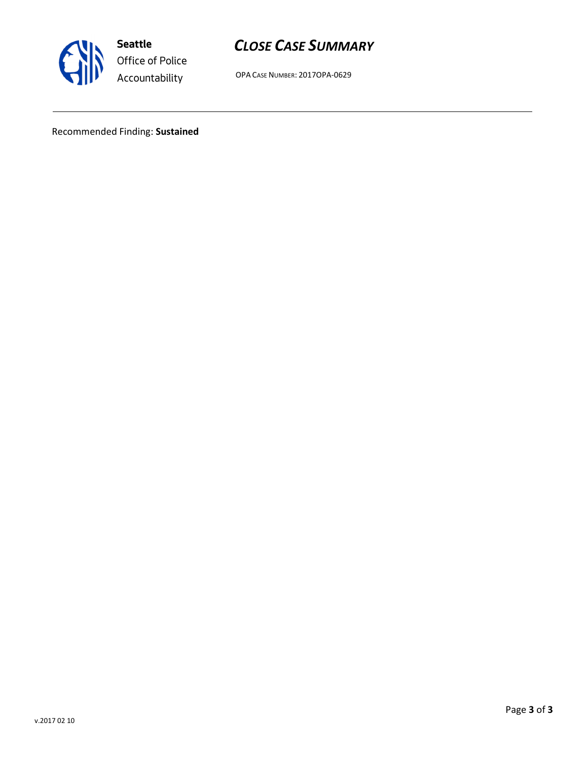Recommended Finding: **Sustained**